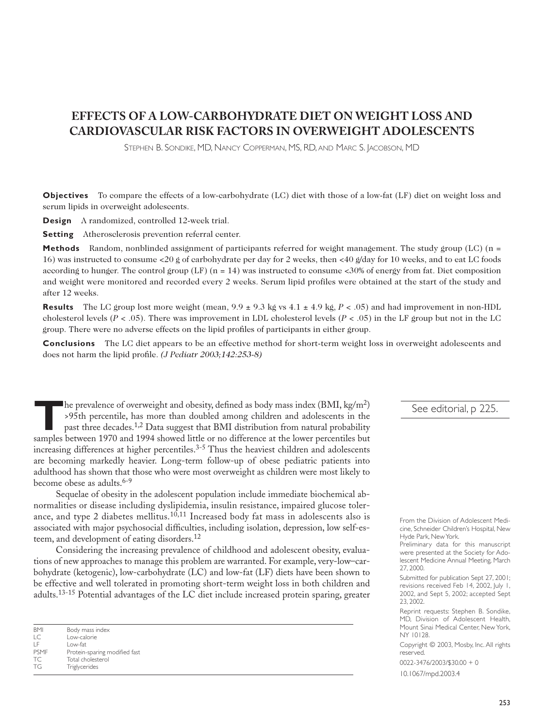# EFFECTS OF A LOW-CARBOHYDRATE DIET ON WEIGHT LOSS AND CARDIOVASCULAR RISK FACTORS IN OVERWEIGHT ADOLESCENTS

STEPHEN B. SONDIKE, MD, NANCY COPPERMAN, MS, RD, AND MARC S. JACOBSON, MD

**Objectives** To compare the effects of a low-carbohydrate (LC) diet with those of a low-fat (LF) diet on weight loss and serum lipids in overweight adolescents.

**Design** A randomized, controlled 12-week trial.

**Setting** Atherosclerosis prevention referral center.

**Methods** Random, nonblinded assignment of participants referred for weight management. The study group (LC) (n = 16) was instructed to consume <20 g of carbohydrate per day for 2 weeks, then <40 g/day for 10 weeks, and to eat LC foods according to hunger. The control group (LF) (n = 14) was instructed to consume <30% of energy from fat. Diet composition and weight were monitored and recorded every 2 weeks. Serum lipid profiles were obtained at the start of the study and after 12 weeks.

**Results** The LC group lost more weight (mean, 9.9 ± 9.3 kg vs 4.1 ± 4.9 kg, $P < .05$) and had improvement in non-HDL cholesterol levels ($P < .05$). There was improvement in LDL cholesterol levels ($P < .05$) in the LF group but not in the LC group. There were no adverse effects on the lipid profiles of participants in either group.

**Conclusions** The LC diet appears to be an effective method for short-term weight loss in overweight adolescents and does not harm the lipid profile. *(J Pediatr 2003;142:253-8)*

See editorial, p 225.

The prevalence of overweight and obesity, defined as body mass index (BMI, kg/m$^2$) >95th percentile, has more than doubled among children and adolescents in the past three decades.[1,2] Data suggest that BMI distribution from natural probability samples between 1970 and 1994 showed little or no difference at the lower percentiles but increasing differences at higher percentiles.[3-5] Thus the heaviest children and adolescents are becoming markedly heavier. Long-term follow-up of obese pediatric patients into adulthood has shown that those who were most overweight as children were most likely to become obese as adults.[6-9]

Sequelae of obesity in the adolescent population include immediate biochemical abnormalities or disease including dyslipidemia, insulin resistance, impaired glucose tolerance, and type 2 diabetes mellitus.[10,11] Increased body fat mass in adolescents also is associated with major psychosocial difficulties, including isolation, depression, low self-esteem, and development of eating disorders.[12]

Considering the increasing prevalence of childhood and adolescent obesity, evaluations of new approaches to manage this problem are warranted. For example, very-low–carbohydrate (ketogenic), low-carbohydrate (LC) and low-fat (LF) diets have been shown to be effective and well tolerated in promoting short-term weight loss in both children and adults.[13-15] Potential advantages of the LC diet include increased protein sparing, greater

| | |
|---|---|
| BMI | Body mass index |
| LC | Low-calorie |
| LF | Low-fat |
| PSMF | Protein-sparing modified fast |
| TC | Total cholesterol |
| TG | Triglycerides |

From the Division of Adolescent Medicine, Schneider Children's Hospital, New Hyde Park, New York.

Preliminary data for this manuscript were presented at the Society for Adolescent Medicine Annual Meeting, March 27, 2000.

Submitted for publication Sept 27, 2001; revisions received Feb 14, 2002, July 1, 2002, and Sept 5, 2002; accepted Sept 23, 2002.

Reprint requests: Stephen B. Sondike, MD, Division of Adolescent Health, Mount Sinai Medical Center, New York, NY 10128.

Copyright © 2003, Mosby, Inc. All rights reserved.

0022-3476/2003/$30.00 + 0

10.1067/mpd.2003.4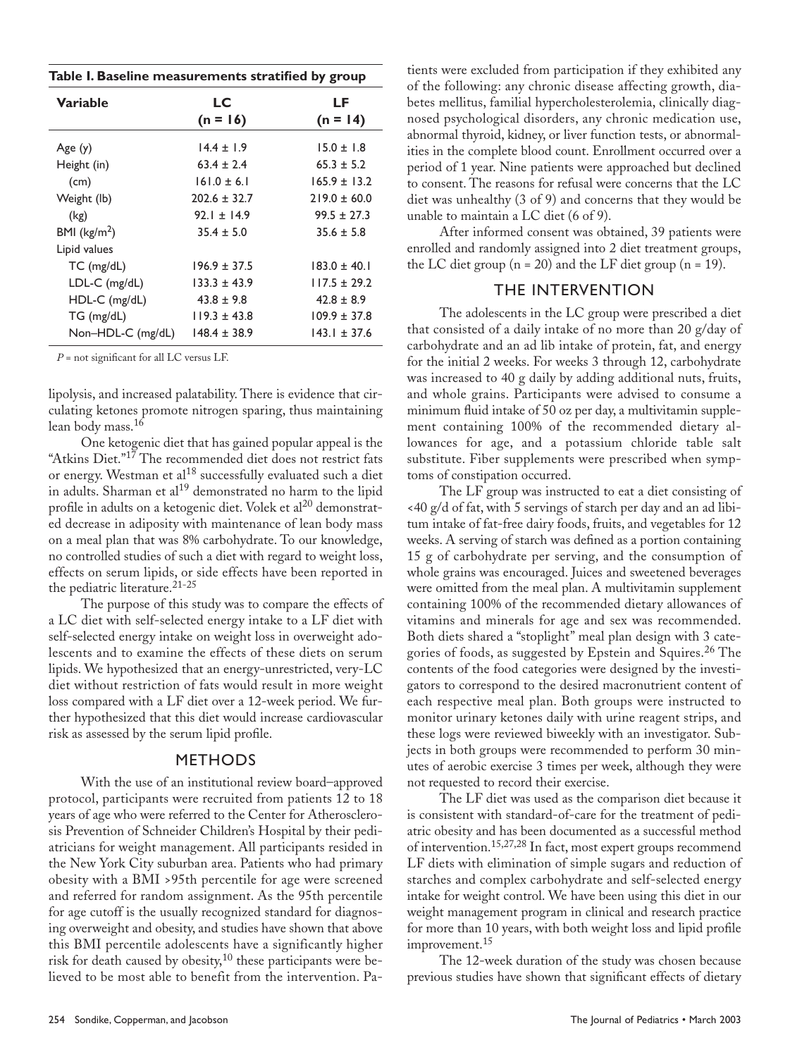**Table I. Baseline measurements stratified by group**

| Variable | LC (n = 16) | LF (n = 14) |
|---|---|---|
| Age (y) | 14.4 ± 1.9 | 15.0 ± 1.8 |
| Height (in) | 63.4 ± 2.4 | 65.3 ± 5.2 |
| (cm) | 161.0 ± 6.1 | 165.9 ± 13.2 |
| Weight (lb) | 202.6 ± 32.7 | 219.0 ± 60.0 |
| (kg) | 92.1 ± 14.9 | 99.5 ± 27.3 |
| BMI (kg/m$^2$) | 35.4 ± 5.0 | 35.6 ± 5.8 |
| Lipid values | | |
| TC (mg/dL) | 196.9 ± 37.5 | 183.0 ± 40.1 |
| LDL-C (mg/dL) | 133.3 ± 43.9 | 117.5 ± 29.2 |
| HDL-C (mg/dL) | 43.8 ± 9.8 | 42.8 ± 8.9 |
| TG (mg/dL) | 119.3 ± 43.8 | 109.9 ± 37.8 |
| Non–HDL-C (mg/dL) | 148.4 ± 38.9 | 143.1 ± 37.6 |

*P* = not significant for all LC versus LF.

lipolysis, and increased palatability. There is evidence that circulating ketones promote nitrogen sparing, thus maintaining lean body mass.[16]

One ketogenic diet that has gained popular appeal is the "Atkins Diet."[17] The recommended diet does not restrict fats or energy. Westman et al[18] successfully evaluated such a diet in adults. Sharman et al[19] demonstrated no harm to the lipid profile in adults on a ketogenic diet. Volek et al[20] demonstrated decrease in adiposity with maintenance of lean body mass on a meal plan that was 8% carbohydrate. To our knowledge, no controlled studies of such a diet with regard to weight loss, effects on serum lipids, or side effects have been reported in the pediatric literature.[21-25]

The purpose of this study was to compare the effects of a LC diet with self-selected energy intake to a LF diet with self-selected energy intake on weight loss in overweight adolescents and to examine the effects of these diets on serum lipids. We hypothesized that an energy-unrestricted, very-LC diet without restriction of fats would result in more weight loss compared with a LF diet over a 12-week period. We further hypothesized that this diet would increase cardiovascular risk as assessed by the serum lipid profile.

## METHODS

With the use of an institutional review board–approved protocol, participants were recruited from patients 12 to 18 years of age who were referred to the Center for Atherosclerosis Prevention of Schneider Children's Hospital by their pediatricians for weight management. All participants resided in the New York City suburban area. Patients who had primary obesity with a BMI >95th percentile for age were screened and referred for random assignment. As the 95th percentile for age cutoff is the usually recognized standard for diagnosing overweight and obesity, and studies have shown that above this BMI percentile adolescents have a significantly higher risk for death caused by obesity,[10] these participants were believed to be most able to benefit from the intervention. Patients were excluded from participation if they exhibited any of the following: any chronic disease affecting growth, diabetes mellitus, familial hypercholesterolemia, clinically diagnosed psychological disorders, any chronic medication use, abnormal thyroid, kidney, or liver function tests, or abnormalities in the complete blood count. Enrollment occurred over a period of 1 year. Nine patients were approached but declined to consent. The reasons for refusal were concerns that the LC diet was unhealthy (3 of 9) and concerns that they would be unable to maintain a LC diet (6 of 9).

After informed consent was obtained, 39 patients were enrolled and randomly assigned into 2 diet treatment groups, the LC diet group (n = 20) and the LF diet group (n = 19).

## THE INTERVENTION

The adolescents in the LC group were prescribed a diet that consisted of a daily intake of no more than 20 g/day of carbohydrate and an ad lib intake of protein, fat, and energy for the initial 2 weeks. For weeks 3 through 12, carbohydrate was increased to 40 g daily by adding additional nuts, fruits, and whole grains. Participants were advised to consume a minimum fluid intake of 50 oz per day, a multivitamin supplement containing 100% of the recommended dietary allowances for age, and a potassium chloride table salt substitute. Fiber supplements were prescribed when symptoms of constipation occurred.

The LF group was instructed to eat a diet consisting of <40 g/d of fat, with 5 servings of starch per day and an ad libitum intake of fat-free dairy foods, fruits, and vegetables for 12 weeks. A serving of starch was defined as a portion containing 15 g of carbohydrate per serving, and the consumption of whole grains was encouraged. Juices and sweetened beverages were omitted from the meal plan. A multivitamin supplement containing 100% of the recommended dietary allowances of vitamins and minerals for age and sex was recommended. Both diets shared a "stoplight" meal plan design with 3 categories of foods, as suggested by Epstein and Squires.[26] The contents of the food categories were designed by the investigators to correspond to the desired macronutrient content of each respective meal plan. Both groups were instructed to monitor urinary ketones daily with urine reagent strips, and these logs were reviewed biweekly with an investigator. Subjects in both groups were recommended to perform 30 minutes of aerobic exercise 3 times per week, although they were not requested to record their exercise.

The LF diet was used as the comparison diet because it is consistent with standard-of-care for the treatment of pediatric obesity and has been documented as a successful method of intervention.[15,27,28] In fact, most expert groups recommend LF diets with elimination of simple sugars and reduction of starches and complex carbohydrate and self-selected energy intake for weight control. We have been using this diet in our weight management program in clinical and research practice for more than 10 years, with both weight loss and lipid profile improvement.[15]

The 12-week duration of the study was chosen because previous studies have shown that significant effects of dietary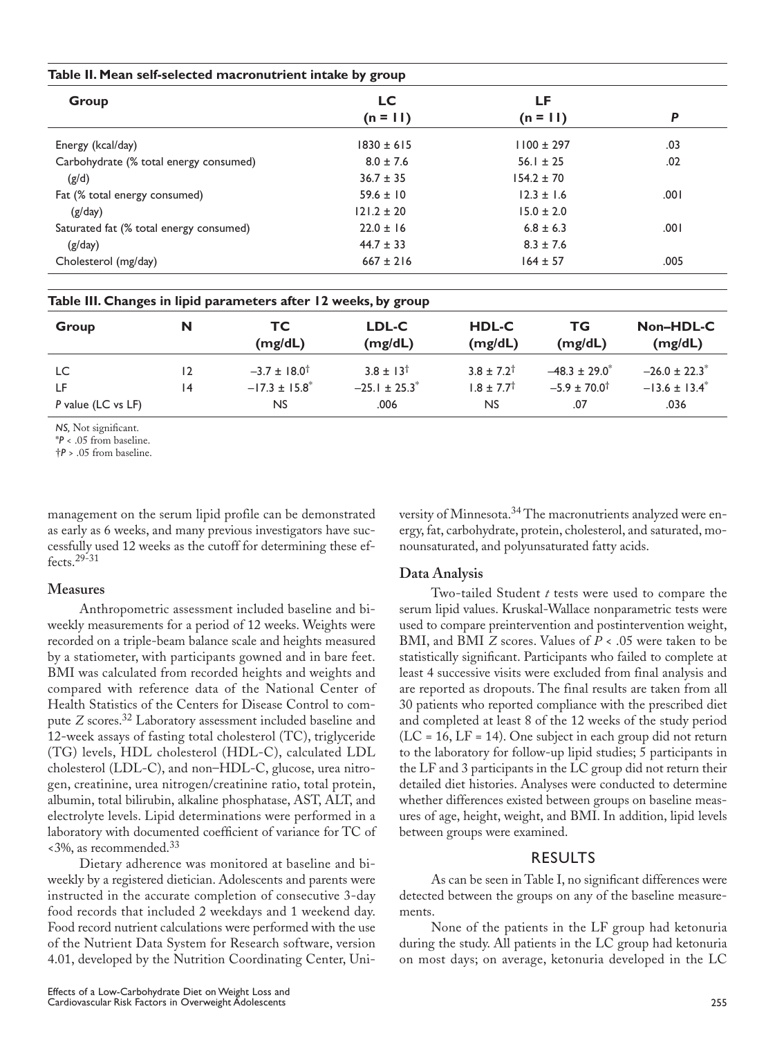**Table II. Mean self-selected macronutrient intake by group**

| Group | LC (n = 11) | LF (n = 11) | *P* |
|---|---|---|---|
| Energy (kcal/day) | 1830 ± 615 | 1100 ± 297 | .03 |
| Carbohydrate (% total energy consumed) | 8.0 ± 7.6 | 56.1 ± 25 | .02 |
| (g/d) | 36.7 ± 35 | 154.2 ± 70 | |
| Fat (% total energy consumed) | 59.6 ± 10 | 12.3 ± 1.6 | .001 |
| (g/day) | 121.2 ± 20 | 15.0 ± 2.0 | |
| Saturated fat (% total energy consumed) | 22.0 ± 16 | 6.8 ± 6.3 | .001 |
| (g/day) | 44.7 ± 33 | 8.3 ± 7.6 | |
| Cholesterol (mg/day) | 667 ± 216 | 164 ± 57 | .005 |

**Table III. Changes in lipid parameters after 12 weeks, by group**

| Group | N | TC (mg/dL) | LDL-C (mg/dL) | HDL-C (mg/dL) | TG (mg/dL) | Non–HDL-C (mg/dL) |
|---|---|---|---|---|---|---|
| LC | 12 | −3.7 ± 18.0† | 3.8 ± 13† | 3.8 ± 7.2† | −48.3 ± 29.0* | −26.0 ± 22.3* |
| LF | 14 | −17.3 ± 15.8* | −25.1 ± 25.3* | 1.8 ± 7.7† | −5.9 ± 70.0† | −13.6 ± 13.4* |
| *P* value (LC vs LF) | | NS | .006 | NS | .07 | .036 |

*NS,* Not significant.
*$P < .05$ from baseline.
†$P > .05$ from baseline.

management on the serum lipid profile can be demonstrated as early as 6 weeks, and many previous investigators have successfully used 12 weeks as the cutoff for determining these effects.[29-31]

### Measures

Anthropometric assessment included baseline and biweekly measurements for a period of 12 weeks. Weights were recorded on a triple-beam balance scale and heights measured by a statiometer, with participants gowned and in bare feet. BMI was calculated from recorded heights and weights and compared with reference data of the National Center of Health Statistics of the Centers for Disease Control to compute *Z* scores.[32] Laboratory assessment included baseline and 12-week assays of fasting total cholesterol (TC), triglyceride (TG) levels, HDL cholesterol (HDL-C), calculated LDL cholesterol (LDL-C), and non–HDL-C, glucose, urea nitrogen, creatinine, urea nitrogen/creatinine ratio, total protein, albumin, total bilirubin, alkaline phosphatase, AST, ALT, and electrolyte levels. Lipid determinations were performed in a laboratory with documented coefficient of variance for TC of <3%, as recommended.[33]

Dietary adherence was monitored at baseline and biweekly by a registered dietician. Adolescents and parents were instructed in the accurate completion of consecutive 3-day food records that included 2 weekdays and 1 weekend day. Food record nutrient calculations were performed with the use of the Nutrient Data System for Research software, version 4.01, developed by the Nutrition Coordinating Center, University of Minnesota.[34] The macronutrients analyzed were energy, fat, carbohydrate, protein, cholesterol, and saturated, monounsaturated, and polyunsaturated fatty acids.

### Data Analysis

Two-tailed Student *t* tests were used to compare the serum lipid values. Kruskal-Wallace nonparametric tests were used to compare preintervention and postintervention weight, BMI, and BMI *Z* scores. Values of $P < .05$ were taken to be statistically significant. Participants who failed to complete at least 4 successive visits were excluded from final analysis and are reported as dropouts. The final results are taken from all 30 patients who reported compliance with the prescribed diet and completed at least 8 of the 12 weeks of the study period (LC = 16, LF = 14). One subject in each group did not return to the laboratory for follow-up lipid studies; 5 participants in the LF and 3 participants in the LC group did not return their detailed diet histories. Analyses were conducted to determine whether differences existed between groups on baseline measures of age, height, weight, and BMI. In addition, lipid levels between groups were examined.

## RESULTS

As can be seen in Table I, no significant differences were detected between the groups on any of the baseline measurements.

None of the patients in the LF group had ketonuria during the study. All patients in the LC group had ketonuria on most days; on average, ketonuria developed in the LC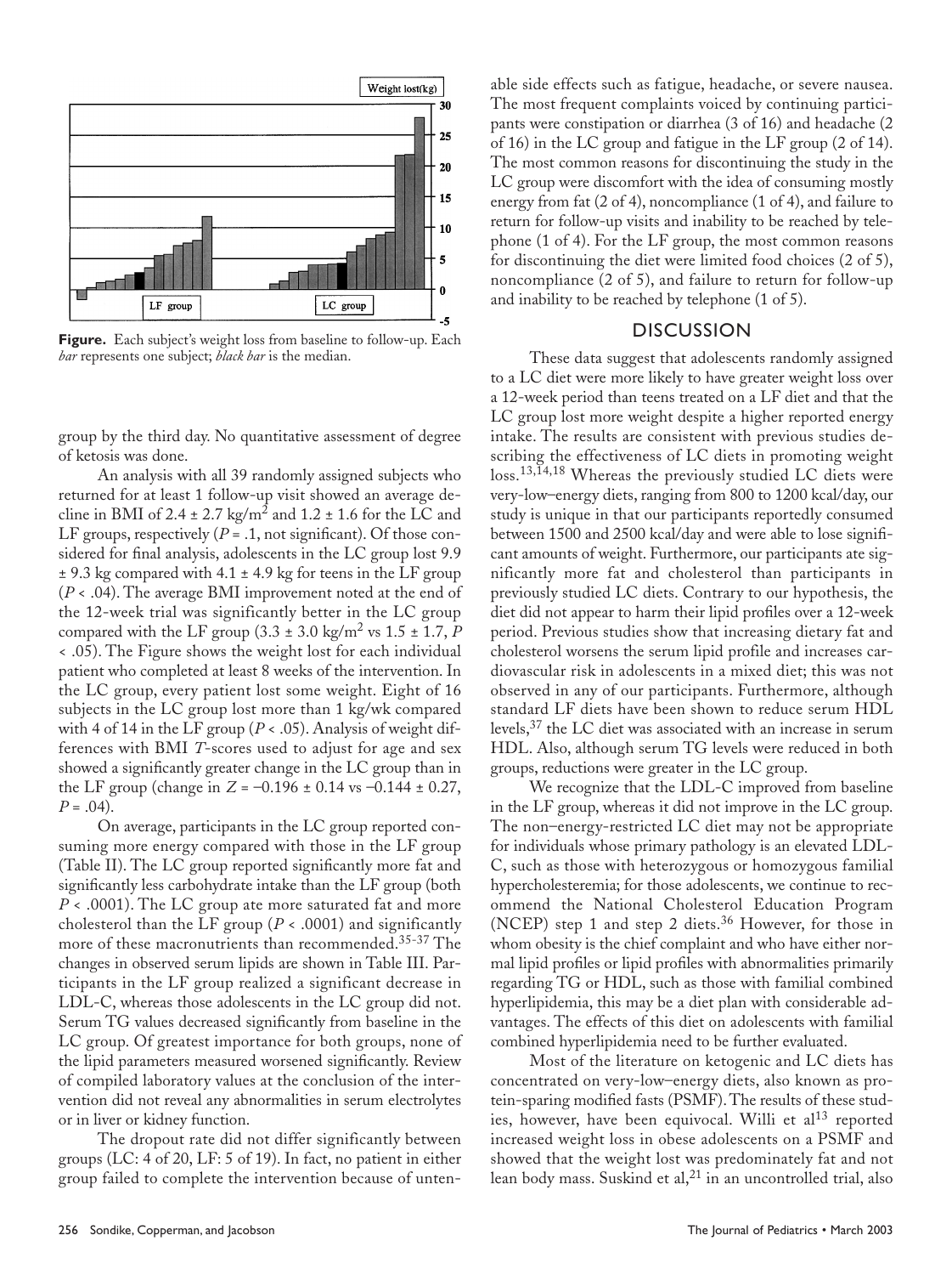**Figure.** Each subject's weight loss from baseline to follow-up. Each *bar* represents one subject; *black bar* is the median.

group by the third day. No quantitative assessment of degree of ketosis was done.

An analysis with all 39 randomly assigned subjects who returned for at least 1 follow-up visit showed an average decline in BMI of 2.4 ± 2.7 kg/m$^2$ and 1.2 ± 1.6 for the LC and LF groups, respectively ($P$ = .1, not significant). Of those considered for final analysis, adolescents in the LC group lost 9.9 ± 9.3 kg compared with 4.1 ± 4.9 kg for teens in the LF group ($P$ < .04). The average BMI improvement noted at the end of the 12-week trial was significantly better in the LC group compared with the LF group (3.3 ± 3.0 kg/m$^2$ vs 1.5 ± 1.7, $P$ < .05). The Figure shows the weight lost for each individual patient who completed at least 8 weeks of the intervention. In the LC group, every patient lost some weight. Eight of 16 subjects in the LC group lost more than 1 kg/wk compared with 4 of 14 in the LF group ($P$ < .05). Analysis of weight differences with BMI $T$-scores used to adjust for age and sex showed a significantly greater change in the LC group than in the LF group (change in $Z$ = −0.196 ± 0.14 vs −0.144 ± 0.27, $P$ = .04).

On average, participants in the LC group reported consuming more energy compared with those in the LF group (Table II). The LC group reported significantly more fat and significantly less carbohydrate intake than the LF group (both $P$ < .0001). The LC group ate more saturated fat and more cholesterol than the LF group ($P$ < .0001) and significantly more of these macronutrients than recommended.[35-37] The changes in observed serum lipids are shown in Table III. Participants in the LF group realized a significant decrease in LDL-C, whereas those adolescents in the LC group did not. Serum TG values decreased significantly from baseline in the LC group. Of greatest importance for both groups, none of the lipid parameters measured worsened significantly. Review of compiled laboratory values at the conclusion of the intervention did not reveal any abnormalities in serum electrolytes or in liver or kidney function.

The dropout rate did not differ significantly between groups (LC: 4 of 20, LF: 5 of 19). In fact, no patient in either group failed to complete the intervention because of untenable side effects such as fatigue, headache, or severe nausea. The most frequent complaints voiced by continuing participants were constipation or diarrhea (3 of 16) and headache (2 of 16) in the LC group and fatigue in the LF group (2 of 14). The most common reasons for discontinuing the study in the LC group were discomfort with the idea of consuming mostly energy from fat (2 of 4), noncompliance (1 of 4), and failure to return for follow-up visits and inability to be reached by telephone (1 of 4). For the LF group, the most common reasons for discontinuing the diet were limited food choices (2 of 5), noncompliance (2 of 5), and failure to return for follow-up and inability to be reached by telephone (1 of 5).

## DISCUSSION

These data suggest that adolescents randomly assigned to a LC diet were more likely to have greater weight loss over a 12-week period than teens treated on a LF diet and that the LC group lost more weight despite a higher reported energy intake. The results are consistent with previous studies describing the effectiveness of LC diets in promoting weight loss.[13,14,18] Whereas the previously studied LC diets were very-low–energy diets, ranging from 800 to 1200 kcal/day, our study is unique in that our participants reportedly consumed between 1500 and 2500 kcal/day and were able to lose significant amounts of weight. Furthermore, our participants ate significantly more fat and cholesterol than participants in previously studied LC diets. Contrary to our hypothesis, the diet did not appear to harm their lipid profiles over a 12-week period. Previous studies show that increasing dietary fat and cholesterol worsens the serum lipid profile and increases cardiovascular risk in adolescents in a mixed diet; this was not observed in any of our participants. Furthermore, although standard LF diets have been shown to reduce serum HDL levels,[37] the LC diet was associated with an increase in serum HDL. Also, although serum TG levels were reduced in both groups, reductions were greater in the LC group.

We recognize that the LDL-C improved from baseline in the LF group, whereas it did not improve in the LC group. The non–energy-restricted LC diet may not be appropriate for individuals whose primary pathology is an elevated LDL-C, such as those with heterozygous or homozygous familial hypercholesteremia; for those adolescents, we continue to recommend the National Cholesterol Education Program (NCEP) step 1 and step 2 diets.[36] However, for those in whom obesity is the chief complaint and who have either normal lipid profiles or lipid profiles with abnormalities primarily regarding TG or HDL, such as those with familial combined hyperlipidemia, this may be a diet plan with considerable advantages. The effects of this diet on adolescents with familial combined hyperlipidemia need to be further evaluated.

Most of the literature on ketogenic and LC diets has concentrated on very-low–energy diets, also known as protein-sparing modified fasts (PSMF). The results of these studies, however, have been equivocal. Willi et al[13] reported increased weight loss in obese adolescents on a PSMF and showed that the weight lost was predominately fat and not lean body mass. Suskind et al,[21] in an uncontrolled trial, also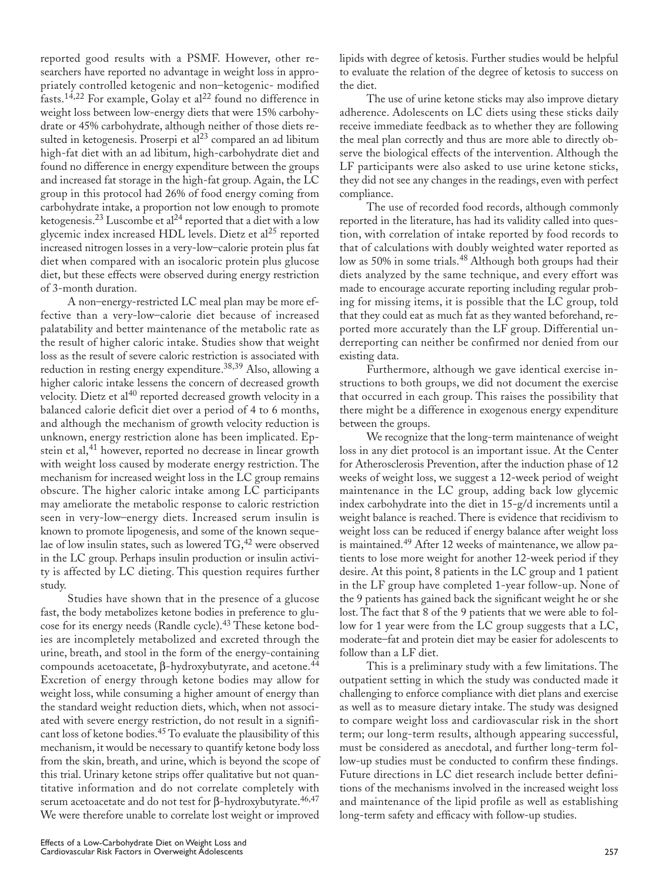reported good results with a PSMF. However, other researchers have reported no advantage in weight loss in appropriately controlled ketogenic and non–ketogenic- modified fasts.[14,22] For example, Golay et al[22] found no difference in weight loss between low-energy diets that were 15% carbohydrate or 45% carbohydrate, although neither of those diets resulted in ketogenesis. Proserpi et al[23] compared an ad libitum high-fat diet with an ad libitum, high-carbohydrate diet and found no difference in energy expenditure between the groups and increased fat storage in the high-fat group. Again, the LC group in this protocol had 26% of food energy coming from carbohydrate intake, a proportion not low enough to promote ketogenesis.[23] Luscombe et al[24] reported that a diet with a low glycemic index increased HDL levels. Dietz et al[25] reported increased nitrogen losses in a very-low–calorie protein plus fat diet when compared with an isocaloric protein plus glucose diet, but these effects were observed during energy restriction of 3-month duration.

A non–energy-restricted LC meal plan may be more effective than a very-low–calorie diet because of increased palatability and better maintenance of the metabolic rate as the result of higher caloric intake. Studies show that weight loss as the result of severe caloric restriction is associated with reduction in resting energy expenditure.[38,39] Also, allowing a higher caloric intake lessens the concern of decreased growth velocity. Dietz et al[40] reported decreased growth velocity in a balanced calorie deficit diet over a period of 4 to 6 months, and although the mechanism of growth velocity reduction is unknown, energy restriction alone has been implicated. Epstein et al,[41] however, reported no decrease in linear growth with weight loss caused by moderate energy restriction. The mechanism for increased weight loss in the LC group remains obscure. The higher caloric intake among LC participants may ameliorate the metabolic response to caloric restriction seen in very-low–energy diets. Increased serum insulin is known to promote lipogenesis, and some of the known sequelae of low insulin states, such as lowered TG,[42] were observed in the LC group. Perhaps insulin production or insulin activity is affected by LC dieting. This question requires further study.

Studies have shown that in the presence of a glucose fast, the body metabolizes ketone bodies in preference to glucose for its energy needs (Randle cycle).[43] These ketone bodies are incompletely metabolized and excreted through the urine, breath, and stool in the form of the energy-containing compounds acetoacetate, β-hydroxybutyrate, and acetone.[44] Excretion of energy through ketone bodies may allow for weight loss, while consuming a higher amount of energy than the standard weight reduction diets, which, when not associated with severe energy restriction, do not result in a significant loss of ketone bodies.[45] To evaluate the plausibility of this mechanism, it would be necessary to quantify ketone body loss from the skin, breath, and urine, which is beyond the scope of this trial. Urinary ketone strips offer qualitative but not quantitative information and do not correlate completely with serum acetoacetate and do not test for β-hydroxybutyrate.[46,47] We were therefore unable to correlate lost weight or improved lipids with degree of ketosis. Further studies would be helpful to evaluate the relation of the degree of ketosis to success on the diet.

The use of urine ketone sticks may also improve dietary adherence. Adolescents on LC diets using these sticks daily receive immediate feedback as to whether they are following the meal plan correctly and thus are more able to directly observe the biological effects of the intervention. Although the LF participants were also asked to use urine ketone sticks, they did not see any changes in the readings, even with perfect compliance.

The use of recorded food records, although commonly reported in the literature, has had its validity called into question, with correlation of intake reported by food records to that of calculations with doubly weighted water reported as low as 50% in some trials.[48] Although both groups had their diets analyzed by the same technique, and every effort was made to encourage accurate reporting including regular probing for missing items, it is possible that the LC group, told that they could eat as much fat as they wanted beforehand, reported more accurately than the LF group. Differential underreporting can neither be confirmed nor denied from our existing data.

Furthermore, although we gave identical exercise instructions to both groups, we did not document the exercise that occurred in each group. This raises the possibility that there might be a difference in exogenous energy expenditure between the groups.

We recognize that the long-term maintenance of weight loss in any diet protocol is an important issue. At the Center for Atherosclerosis Prevention, after the induction phase of 12 weeks of weight loss, we suggest a 12-week period of weight maintenance in the LC group, adding back low glycemic index carbohydrate into the diet in 15-g/d increments until a weight balance is reached. There is evidence that recidivism to weight loss can be reduced if energy balance after weight loss is maintained.[49] After 12 weeks of maintenance, we allow patients to lose more weight for another 12-week period if they desire. At this point, 8 patients in the LC group and 1 patient in the LF group have completed 1-year follow-up. None of the 9 patients has gained back the significant weight he or she lost. The fact that 8 of the 9 patients that we were able to follow for 1 year were from the LC group suggests that a LC, moderate–fat and protein diet may be easier for adolescents to follow than a LF diet.

This is a preliminary study with a few limitations. The outpatient setting in which the study was conducted made it challenging to enforce compliance with diet plans and exercise as well as to measure dietary intake. The study was designed to compare weight loss and cardiovascular risk in the short term; our long-term results, although appearing successful, must be considered as anecdotal, and further long-term follow-up studies must be conducted to confirm these findings. Future directions in LC diet research include better definitions of the mechanisms involved in the increased weight loss and maintenance of the lipid profile as well as establishing long-term safety and efficacy with follow-up studies.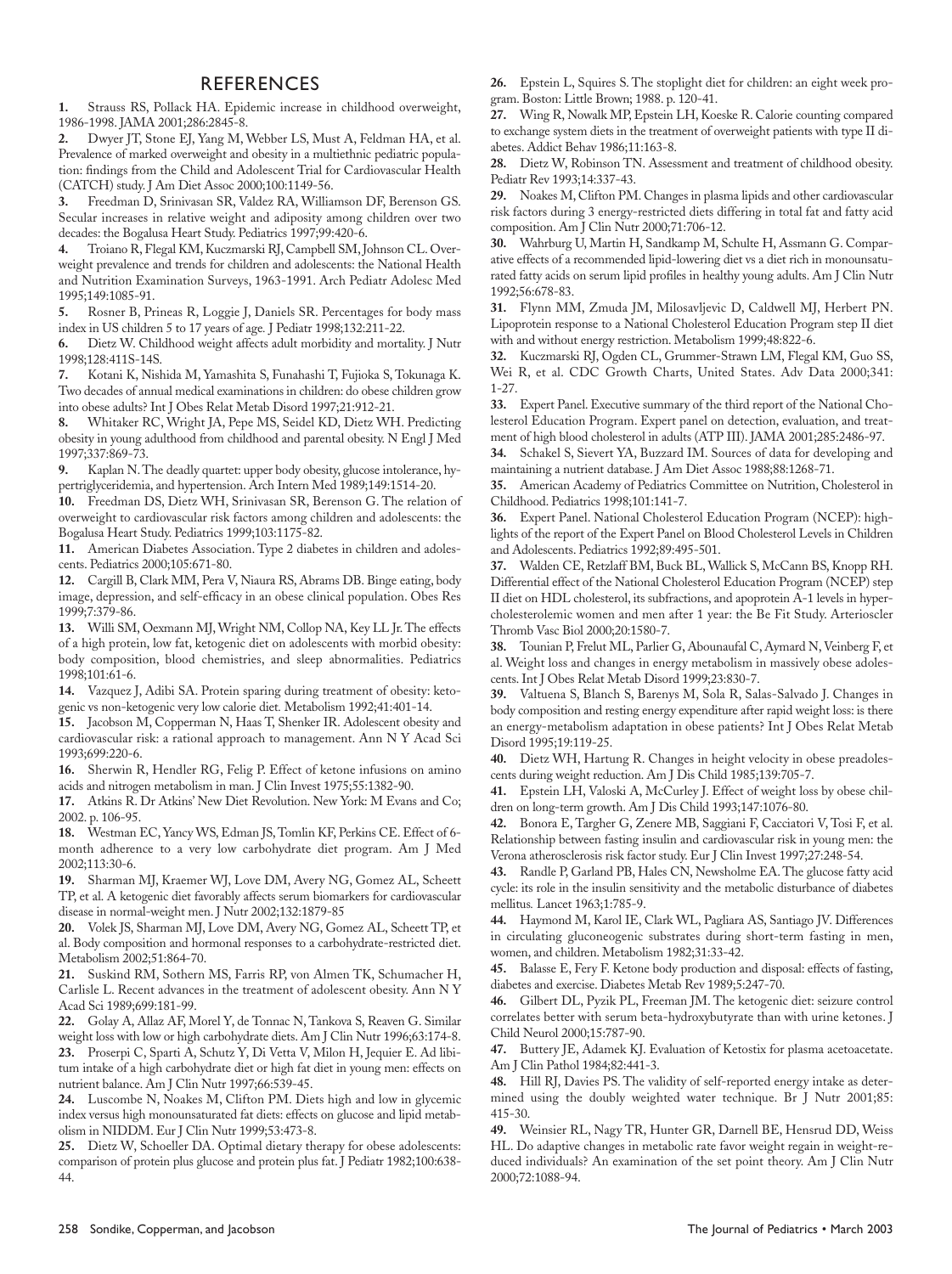## REFERENCES

1. Strauss RS, Pollack HA. Epidemic increase in childhood overweight, 1986-1998. JAMA 2001;286:2845-8.
2. Dwyer JT, Stone EJ, Yang M, Webber LS, Must A, Feldman HA, et al. Prevalence of marked overweight and obesity in a multiethnic pediatric population: findings from the Child and Adolescent Trial for Cardiovascular Health (CATCH) study. J Am Diet Assoc 2000;100:1149-56.
3. Freedman D, Srinivasan SR, Valdez RA, Williamson DF, Berenson GS. Secular increases in relative weight and adiposity among children over two decades: the Bogalusa Heart Study. Pediatrics 1997;99:420-6.
4. Troiano R, Flegal KM, Kuczmarski RJ, Campbell SM, Johnson CL. Overweight prevalence and trends for children and adolescents: the National Health and Nutrition Examination Surveys, 1963-1991. Arch Pediatr Adolesc Med 1995;149:1085-91.
5. Rosner B, Prineas R, Loggie J, Daniels SR. Percentages for body mass index in US children 5 to 17 years of age. J Pediatr 1998;132:211-22.
6. Dietz W. Childhood weight affects adult morbidity and mortality. J Nutr 1998;128:411S-14S.
7. Kotani K, Nishida M, Yamashita S, Funahashi T, Fujioka S, Tokunaga K. Two decades of annual medical examinations in children: do obese children grow into obese adults? Int J Obes Relat Metab Disord 1997;21:912-21.
8. Whitaker RC, Wright JA, Pepe MS, Seidel KD, Dietz WH. Predicting obesity in young adulthood from childhood and parental obesity. N Engl J Med 1997;337:869-73.
9. Kaplan N. The deadly quartet: upper body obesity, glucose intolerance, hypertriglyceridemia, and hypertension. Arch Intern Med 1989;149:1514-20.
10. Freedman DS, Dietz WH, Srinivasan SR, Berenson G. The relation of overweight to cardiovascular risk factors among children and adolescents: the Bogalusa Heart Study. Pediatrics 1999;103:1175-82.
11. American Diabetes Association. Type 2 diabetes in children and adolescents. Pediatrics 2000;105:671-80.
12. Cargill B, Clark MM, Pera V, Niaura RS, Abrams DB. Binge eating, body image, depression, and self-efficacy in an obese clinical population. Obes Res 1999;7:379-86.
13. Willi SM, Oexmann MJ, Wright NM, Collop NA, Key LL Jr. The effects of a high protein, low fat, ketogenic diet on adolescents with morbid obesity: body composition, blood chemistries, and sleep abnormalities. Pediatrics 1998;101:61-6.
14. Vazquez J, Adibi SA. Protein sparing during treatment of obesity: ketogenic vs non-ketogenic very low calorie diet. Metabolism 1992;41:401-14.
15. Jacobson M, Copperman N, Haas T, Shenker IR. Adolescent obesity and cardiovascular risk: a rational approach to management. Ann N Y Acad Sci 1993;699:220-6.
16. Sherwin R, Hendler RG, Felig P. Effect of ketone infusions on amino acids and nitrogen metabolism in man. J Clin Invest 1975;55:1382-90.
17. Atkins R. Dr Atkins' New Diet Revolution. New York: M Evans and Co; 2002. p. 106-95.
18. Westman EC, Yancy WS, Edman JS, Tomlin KF, Perkins CE. Effect of 6-month adherence to a very low carbohydrate diet program. Am J Med 2002;113:30-6.
19. Sharman MJ, Kraemer WJ, Love DM, Avery NG, Gomez AL, Scheett TP, et al. A ketogenic diet favorably affects serum biomarkers for cardiovascular disease in normal-weight men. J Nutr 2002;132:1879-85
20. Volek JS, Sharman MJ, Love DM, Avery NG, Gomez AL, Scheett TP, et al. Body composition and hormonal responses to a carbohydrate-restricted diet. Metabolism 2002;51:864-70.
21. Suskind RM, Sothern MS, Farris RP, von Almen TK, Schumacher H, Carlisle L. Recent advances in the treatment of adolescent obesity. Ann N Y Acad Sci 1989;699:181-99.
22. Golay A, Allaz AF, Morel Y, de Tonnac N, Tankova S, Reaven G. Similar weight loss with low or high carbohydrate diets. Am J Clin Nutr 1996;63:174-8.
23. Proserpi C, Sparti A, Schutz Y, Di Vetta V, Milon H, Jequier E. Ad libitum intake of a high carbohydrate diet or high fat diet in young men: effects on nutrient balance. Am J Clin Nutr 1997;66:539-45.
24. Luscombe N, Noakes M, Clifton PM. Diets high and low in glycemic index versus high monounsaturated fat diets: effects on glucose and lipid metabolism in NIDDM. Eur J Clin Nutr 1999;53:473-8.
25. Dietz W, Schoeller DA. Optimal dietary therapy for obese adolescents: comparison of protein plus glucose and protein plus fat. J Pediatr 1982;100:638-44.
26. Epstein L, Squires S. The stoplight diet for children: an eight week program. Boston: Little Brown; 1988. p. 120-41.
27. Wing R, Nowalk MP, Epstein LH, Koeske R. Calorie counting compared to exchange system diets in the treatment of overweight patients with type II diabetes. Addict Behav 1986;11:163-8.
28. Dietz W, Robinson TN. Assessment and treatment of childhood obesity. Pediatr Rev 1993;14:337-43.
29. Noakes M, Clifton PM. Changes in plasma lipids and other cardiovascular risk factors during 3 energy-restricted diets differing in total fat and fatty acid composition. Am J Clin Nutr 2000;71:706-12.
30. Wahrburg U, Martin H, Sandkamp M, Schulte H, Assmann G. Comparative effects of a recommended lipid-lowering diet vs a diet rich in monounsaturated fatty acids on serum lipid profiles in healthy young adults. Am J Clin Nutr 1992;56:678-83.
31. Flynn MM, Zmuda JM, Milosavljevic D, Caldwell MJ, Herbert PN. Lipoprotein response to a National Cholesterol Education Program step II diet with and without energy restriction. Metabolism 1999;48:822-6.
32. Kuczmarski RJ, Ogden CL, Grummer-Strawn LM, Flegal KM, Guo SS, Wei R, et al. CDC Growth Charts, United States. Adv Data 2000;341: 1-27.
33. Expert Panel. Executive summary of the third report of the National Cholesterol Education Program. Expert panel on detection, evaluation, and treatment of high blood cholesterol in adults (ATP III). JAMA 2001;285:2486-97.
34. Schakel S, Sievert YA, Buzzard IM. Sources of data for developing and maintaining a nutrient database. J Am Diet Assoc 1988;88:1268-71.
35. American Academy of Pediatrics Committee on Nutrition, Cholesterol in Childhood. Pediatrics 1998;101:141-7.
36. Expert Panel. National Cholesterol Education Program (NCEP): highlights of the report of the Expert Panel on Blood Cholesterol Levels in Children and Adolescents. Pediatrics 1992;89:495-501.
37. Walden CE, Retzlaff BM, Buck BL, Wallick S, McCann BS, Knopp RH. Differential effect of the National Cholesterol Education Program (NCEP) step II diet on HDL cholesterol, its subfractions, and apoprotein A-1 levels in hypercholesterolemic women and men after 1 year: the Be Fit Study. Arterioscler Thromb Vasc Biol 2000;20:1580-7.
38. Tounian P, Frelut ML, Parlier G, Abounaufal C, Aymard N, Veinberg F, et al. Weight loss and changes in energy metabolism in massively obese adolescents. Int J Obes Relat Metab Disord 1999;23:830-7.
39. Valtuena S, Blanch S, Barenys M, Sola R, Salas-Salvado J. Changes in body composition and resting energy expenditure after rapid weight loss: is there an energy-metabolism adaptation in obese patients? Int J Obes Relat Metab Disord 1995;19:119-25.
40. Dietz WH, Hartung R. Changes in height velocity in obese preadolescents during weight reduction. Am J Dis Child 1985;139:705-7.
41. Epstein LH, Valoski A, McCurley J. Effect of weight loss by obese children on long-term growth. Am J Dis Child 1993;147:1076-80.
42. Bonora E, Targher G, Zenere MB, Saggiani F, Cacciatori V, Tosi F, et al. Relationship between fasting insulin and cardiovascular risk in young men: the Verona atherosclerosis risk factor study. Eur J Clin Invest 1997;27:248-54.
43. Randle P, Garland PB, Hales CN, Newsholme EA. The glucose fatty acid cycle: its role in the insulin sensitivity and the metabolic disturbance of diabetes mellitus. Lancet 1963;1:785-9.
44. Haymond M, Karol IE, Clark WL, Pagliara AS, Santiago JV. Differences in circulating gluconeogenic substrates during short-term fasting in men, women, and children. Metabolism 1982;31:33-42.
45. Balasse E, Fery F. Ketone body production and disposal: effects of fasting, diabetes and exercise. Diabetes Metab Rev 1989;5:247-70.
46. Gilbert DL, Pyzik PL, Freeman JM. The ketogenic diet: seizure control correlates better with serum beta-hydroxybutyrate than with urine ketones. J Child Neurol 2000;15:787-90.
47. Buttery JE, Adamek KJ. Evaluation of Ketostix for plasma acetoacetate. Am J Clin Pathol 1984;82:441-3.
48. Hill RJ, Davies PS. The validity of self-reported energy intake as determined using the doubly weighted water technique. Br J Nutr 2001;85: 415-30.
49. Weinsier RL, Nagy TR, Hunter GR, Darnell BE, Hensrud DD, Weiss HL. Do adaptive changes in metabolic rate favor weight regain in weight-reduced individuals? An examination of the set point theory. Am J Clin Nutr 2000;72:1088-94.